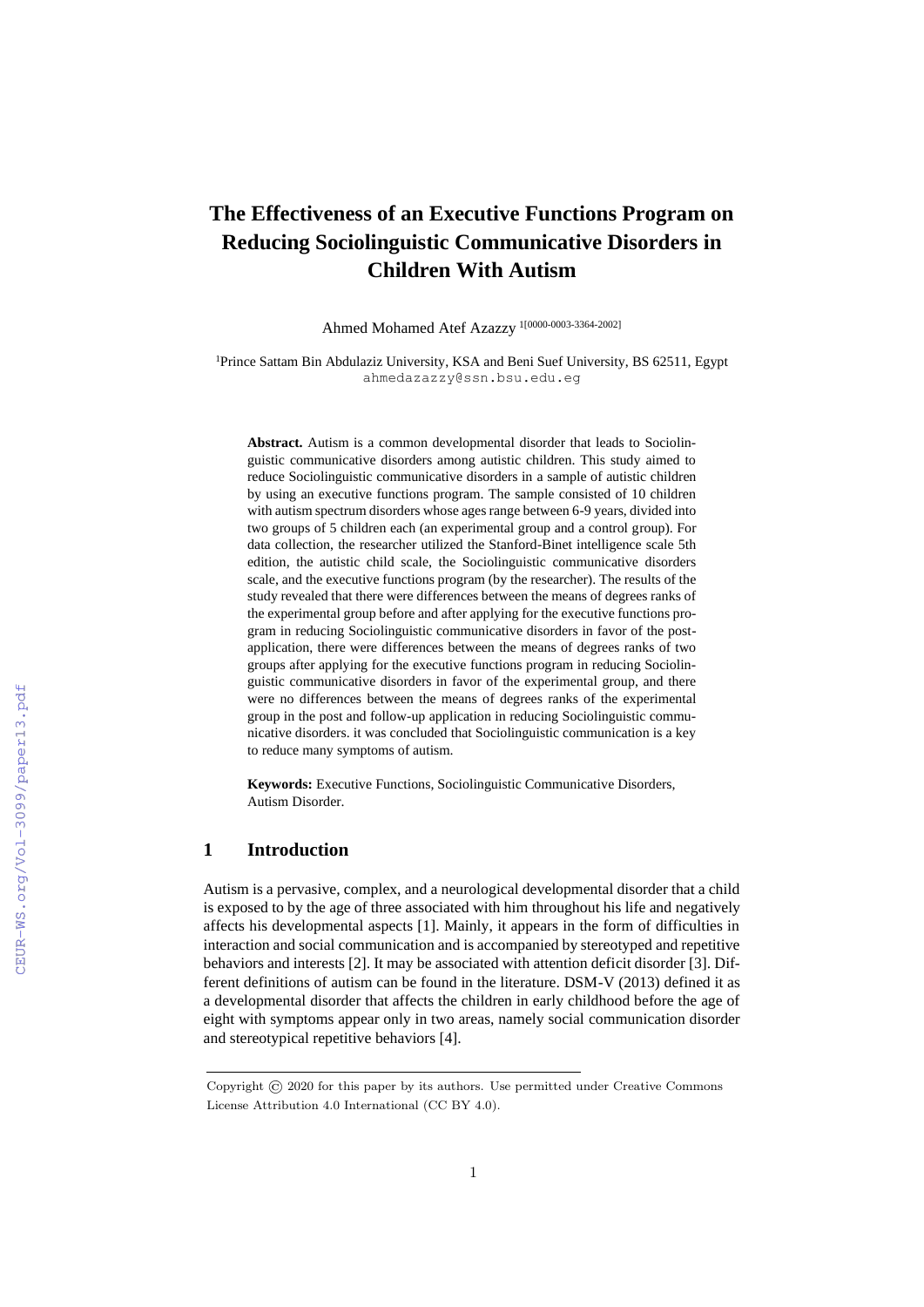# The Effectiveness of an Executive Functions Program on Reducing Sociolinguistic Communicative Disorders in Children With Autism

Ahmed Mohamed Atef Azazzy [1][0000-0003-3364-2002]

[1]Prince Sattam Bin Abdulaziz University, KSA and Beni Suef University, BS 62511, Egypt
ahmedazazzy@ssn.bsu.edu.eg

**Abstract.** Autism is a common developmental disorder that leads to Sociolinguistic communicative disorders among autistic children. This study aimed to reduce Sociolinguistic communicative disorders in a sample of autistic children by using an executive functions program. The sample consisted of 10 children with autism spectrum disorders whose ages range between 6-9 years, divided into two groups of 5 children each (an experimental group and a control group). For data collection, the researcher utilized the Stanford-Binet intelligence scale 5th edition, the autistic child scale, the Sociolinguistic communicative disorders scale, and the executive functions program (by the researcher). The results of the study revealed that there were differences between the means of degrees ranks of the experimental group before and after applying for the executive functions program in reducing Sociolinguistic communicative disorders in favor of the post-application, there were differences between the means of degrees ranks of two groups after applying for the executive functions program in reducing Sociolinguistic communicative disorders in favor of the experimental group, and there were no differences between the means of degrees ranks of the experimental group in the post and follow-up application in reducing Sociolinguistic communicative disorders. it was concluded that Sociolinguistic communication is a key to reduce many symptoms of autism.

**Keywords:** Executive Functions, Sociolinguistic Communicative Disorders, Autism Disorder.

## 1 Introduction

Autism is a pervasive, complex, and a neurological developmental disorder that a child is exposed to by the age of three associated with him throughout his life and negatively affects his developmental aspects [1]. Mainly, it appears in the form of difficulties in interaction and social communication and is accompanied by stereotyped and repetitive behaviors and interests [2]. It may be associated with attention deficit disorder [3]. Different definitions of autism can be found in the literature. DSM-V (2013) defined it as a developmental disorder that affects the children in early childhood before the age of eight with symptoms appear only in two areas, namely social communication disorder and stereotypical repetitive behaviors [4].

Copyright © 2020 for this paper by its authors. Use permitted under Creative Commons License Attribution 4.0 International (CC BY 4.0).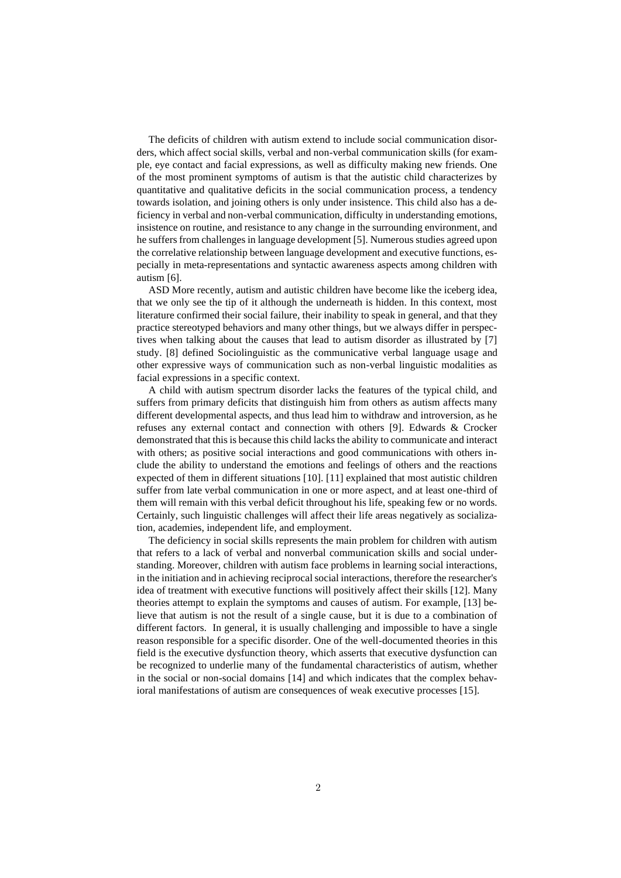The deficits of children with autism extend to include social communication disorders, which affect social skills, verbal and non-verbal communication skills (for example, eye contact and facial expressions, as well as difficulty making new friends. One of the most prominent symptoms of autism is that the autistic child characterizes by quantitative and qualitative deficits in the social communication process, a tendency towards isolation, and joining others is only under insistence. This child also has a deficiency in verbal and non-verbal communication, difficulty in understanding emotions, insistence on routine, and resistance to any change in the surrounding environment, and he suffers from challenges in language development [5]. Numerous studies agreed upon the correlative relationship between language development and executive functions, especially in meta-representations and syntactic awareness aspects among children with autism [6].

ASD More recently, autism and autistic children have become like the iceberg idea, that we only see the tip of it although the underneath is hidden. In this context, most literature confirmed their social failure, their inability to speak in general, and that they practice stereotyped behaviors and many other things, but we always differ in perspectives when talking about the causes that lead to autism disorder as illustrated by [7] study. [8] defined Sociolinguistic as the communicative verbal language usage and other expressive ways of communication such as non-verbal linguistic modalities as facial expressions in a specific context.

A child with autism spectrum disorder lacks the features of the typical child, and suffers from primary deficits that distinguish him from others as autism affects many different developmental aspects, and thus lead him to withdraw and introversion, as he refuses any external contact and connection with others [9]. Edwards & Crocker demonstrated that this is because this child lacks the ability to communicate and interact with others; as positive social interactions and good communications with others include the ability to understand the emotions and feelings of others and the reactions expected of them in different situations [10]. [11] explained that most autistic children suffer from late verbal communication in one or more aspect, and at least one-third of them will remain with this verbal deficit throughout his life, speaking few or no words. Certainly, such linguistic challenges will affect their life areas negatively as socialization, academies, independent life, and employment.

The deficiency in social skills represents the main problem for children with autism that refers to a lack of verbal and nonverbal communication skills and social understanding. Moreover, children with autism face problems in learning social interactions, in the initiation and in achieving reciprocal social interactions, therefore the researcher's idea of treatment with executive functions will positively affect their skills [12]. Many theories attempt to explain the symptoms and causes of autism. For example, [13] believe that autism is not the result of a single cause, but it is due to a combination of different factors. In general, it is usually challenging and impossible to have a single reason responsible for a specific disorder. One of the well-documented theories in this field is the executive dysfunction theory, which asserts that executive dysfunction can be recognized to underlie many of the fundamental characteristics of autism, whether in the social or non-social domains [14] and which indicates that the complex behavioral manifestations of autism are consequences of weak executive processes [15].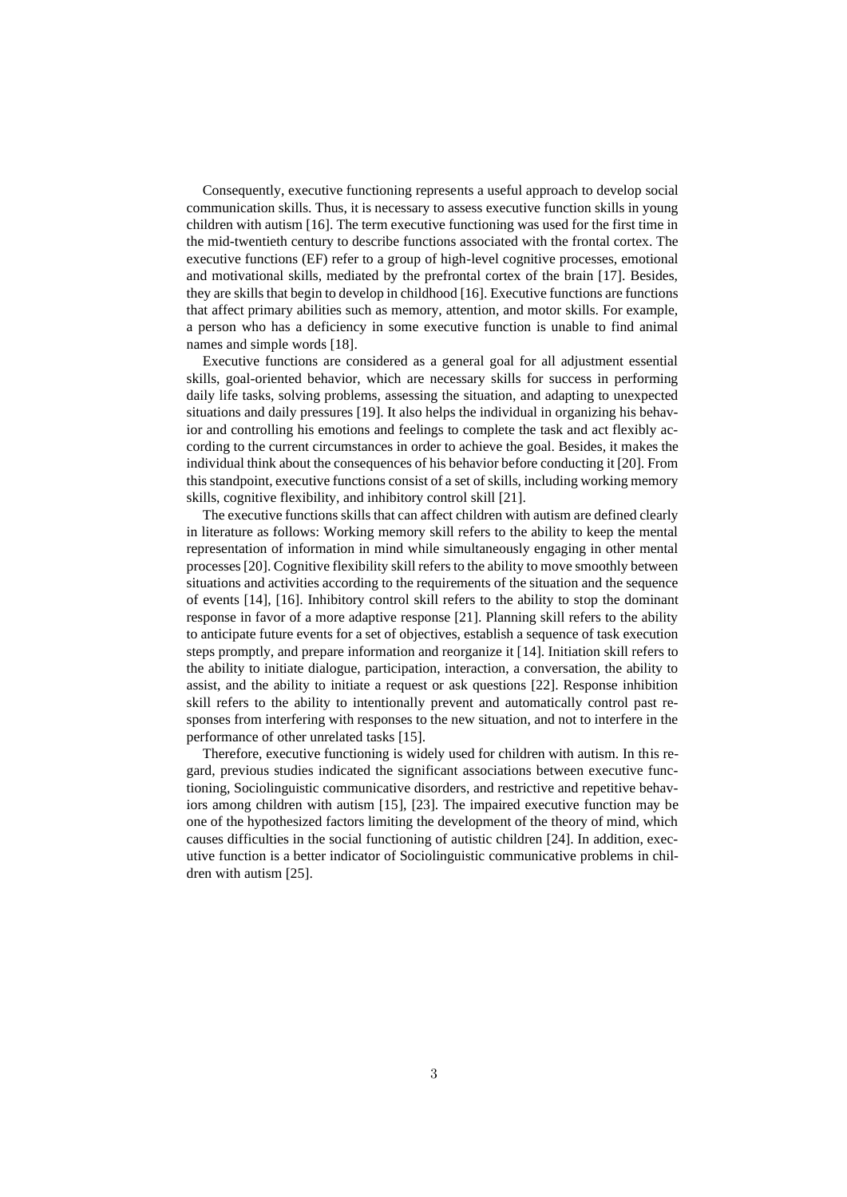Consequently, executive functioning represents a useful approach to develop social communication skills. Thus, it is necessary to assess executive function skills in young children with autism [16]. The term executive functioning was used for the first time in the mid-twentieth century to describe functions associated with the frontal cortex. The executive functions (EF) refer to a group of high-level cognitive processes, emotional and motivational skills, mediated by the prefrontal cortex of the brain [17]. Besides, they are skills that begin to develop in childhood [16]. Executive functions are functions that affect primary abilities such as memory, attention, and motor skills. For example, a person who has a deficiency in some executive function is unable to find animal names and simple words [18].

Executive functions are considered as a general goal for all adjustment essential skills, goal-oriented behavior, which are necessary skills for success in performing daily life tasks, solving problems, assessing the situation, and adapting to unexpected situations and daily pressures [19]. It also helps the individual in organizing his behavior and controlling his emotions and feelings to complete the task and act flexibly according to the current circumstances in order to achieve the goal. Besides, it makes the individual think about the consequences of his behavior before conducting it [20]. From this standpoint, executive functions consist of a set of skills, including working memory skills, cognitive flexibility, and inhibitory control skill [21].

The executive functions skills that can affect children with autism are defined clearly in literature as follows: Working memory skill refers to the ability to keep the mental representation of information in mind while simultaneously engaging in other mental processes [20]. Cognitive flexibility skill refers to the ability to move smoothly between situations and activities according to the requirements of the situation and the sequence of events [14], [16]. Inhibitory control skill refers to the ability to stop the dominant response in favor of a more adaptive response [21]. Planning skill refers to the ability to anticipate future events for a set of objectives, establish a sequence of task execution steps promptly, and prepare information and reorganize it [14]. Initiation skill refers to the ability to initiate dialogue, participation, interaction, a conversation, the ability to assist, and the ability to initiate a request or ask questions [22]. Response inhibition skill refers to the ability to intentionally prevent and automatically control past responses from interfering with responses to the new situation, and not to interfere in the performance of other unrelated tasks [15].

Therefore, executive functioning is widely used for children with autism. In this regard, previous studies indicated the significant associations between executive functioning, Sociolinguistic communicative disorders, and restrictive and repetitive behaviors among children with autism [15], [23]. The impaired executive function may be one of the hypothesized factors limiting the development of the theory of mind, which causes difficulties in the social functioning of autistic children [24]. In addition, executive function is a better indicator of Sociolinguistic communicative problems in children with autism [25].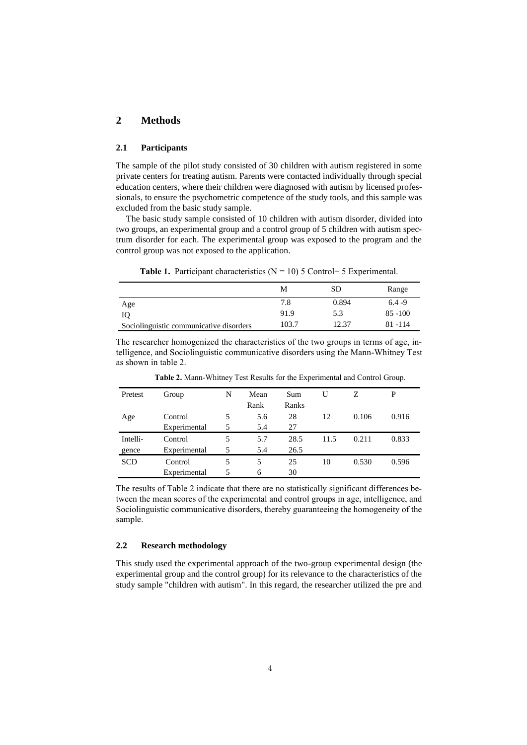# 2 Methods

## 2.1 Participants

The sample of the pilot study consisted of 30 children with autism registered in some private centers for treating autism. Parents were contacted individually through special education centers, where their children were diagnosed with autism by licensed professionals, to ensure the psychometric competence of the study tools, and this sample was excluded from the basic study sample.

The basic study sample consisted of 10 children with autism disorder, divided into two groups, an experimental group and a control group of 5 children with autism spectrum disorder for each. The experimental group was exposed to the program and the control group was not exposed to the application.

**Table 1.** Participant characteristics (N = 10) 5 Control+ 5 Experimental.

| | M | SD | Range |
|---|---|---|---|
| Age | 7.8 | 0.894 | 6.4 -9 |
| IQ | 91.9 | 5.3 | 85 -100 |
| Sociolinguistic communicative disorders | 103.7 | 12.37 | 81 -114 |

The researcher homogenized the characteristics of the two groups in terms of age, intelligence, and Sociolinguistic communicative disorders using the Mann-Whitney Test as shown in table 2.

**Table 2.** Mann-Whitney Test Results for the Experimental and Control Group.

| Pretest | Group | N | Mean Rank | Sum Ranks | U | Z | P |
|---|---|---|---|---|---|---|---|
| Age | Control | 5 | 5.6 | 28 | 12 | 0.106 | 0.916 |
| | Experimental | 5 | 5.4 | 27 | | | |
| Intelligence | Control | 5 | 5.7 | 28.5 | 11.5 | 0.211 | 0.833 |
| | Experimental | 5 | 5.4 | 26.5 | | | |
| SCD | Control | 5 | 5 | 25 | 10 | 0.530 | 0.596 |
| | Experimental | 5 | 6 | 30 | | | |

The results of Table 2 indicate that there are no statistically significant differences between the mean scores of the experimental and control groups in age, intelligence, and Sociolinguistic communicative disorders, thereby guaranteeing the homogeneity of the sample.

## 2.2 Research methodology

This study used the experimental approach of the two-group experimental design (the experimental group and the control group) for its relevance to the characteristics of the study sample "children with autism". In this regard, the researcher utilized the pre and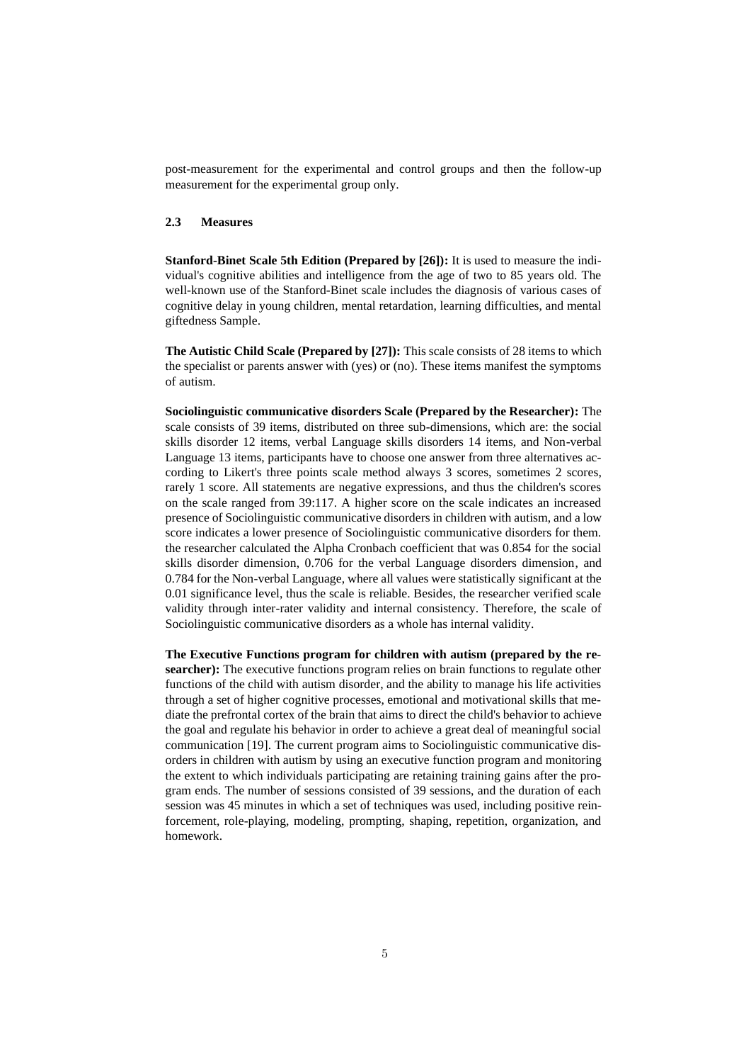post-measurement for the experimental and control groups and then the follow-up measurement for the experimental group only.

### 2.3 Measures

**Stanford-Binet Scale 5th Edition (Prepared by [26]):** It is used to measure the individual's cognitive abilities and intelligence from the age of two to 85 years old. The well-known use of the Stanford-Binet scale includes the diagnosis of various cases of cognitive delay in young children, mental retardation, learning difficulties, and mental giftedness Sample.

**The Autistic Child Scale (Prepared by [27]):** This scale consists of 28 items to which the specialist or parents answer with (yes) or (no). These items manifest the symptoms of autism.

**Sociolinguistic communicative disorders Scale (Prepared by the Researcher):** The scale consists of 39 items, distributed on three sub-dimensions, which are: the social skills disorder 12 items, verbal Language skills disorders 14 items, and Non-verbal Language 13 items, participants have to choose one answer from three alternatives according to Likert's three points scale method always 3 scores, sometimes 2 scores, rarely 1 score. All statements are negative expressions, and thus the children's scores on the scale ranged from 39:117. A higher score on the scale indicates an increased presence of Sociolinguistic communicative disorders in children with autism, and a low score indicates a lower presence of Sociolinguistic communicative disorders for them. the researcher calculated the Alpha Cronbach coefficient that was 0.854 for the social skills disorder dimension, 0.706 for the verbal Language disorders dimension, and 0.784 for the Non-verbal Language, where all values were statistically significant at the 0.01 significance level, thus the scale is reliable. Besides, the researcher verified scale validity through inter-rater validity and internal consistency. Therefore, the scale of Sociolinguistic communicative disorders as a whole has internal validity.

**The Executive Functions program for children with autism (prepared by the researcher):** The executive functions program relies on brain functions to regulate other functions of the child with autism disorder, and the ability to manage his life activities through a set of higher cognitive processes, emotional and motivational skills that mediate the prefrontal cortex of the brain that aims to direct the child's behavior to achieve the goal and regulate his behavior in order to achieve a great deal of meaningful social communication [19]. The current program aims to Sociolinguistic communicative disorders in children with autism by using an executive function program and monitoring the extent to which individuals participating are retaining training gains after the program ends. The number of sessions consisted of 39 sessions, and the duration of each session was 45 minutes in which a set of techniques was used, including positive reinforcement, role-playing, modeling, prompting, shaping, repetition, organization, and homework.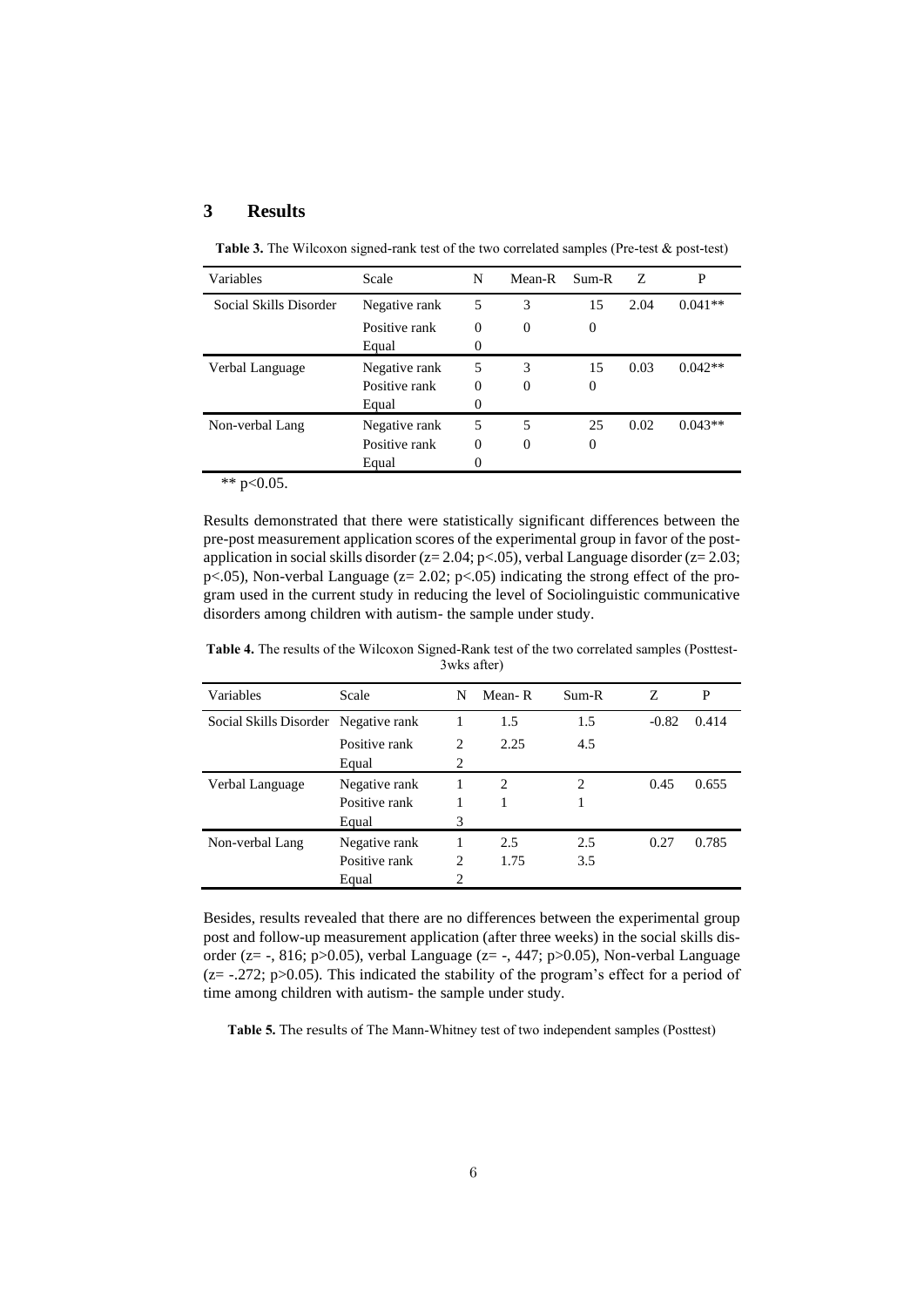## 3 Results

**Table 3.** The Wilcoxon signed-rank test of the two correlated samples (Pre-test & post-test)

| Variables | Scale | N | Mean-R | Sum-R | Z | P |
|---|---|---|---|---|---|---|
| Social Skills Disorder | Negative rank | 5 | 3 | 15 | 2.04 | 0.041** |
| | Positive rank | 0 | 0 | 0 | | |
| | Equal | 0 | | | | |
| Verbal Language | Negative rank | 5 | 3 | 15 | 0.03 | 0.042** |
| | Positive rank | 0 | 0 | 0 | | |
| | Equal | 0 | | | | |
| Non-verbal Lang | Negative rank | 5 | 5 | 25 | 0.02 | 0.043** |
| | Positive rank | 0 | 0 | 0 | | |
| | Equal | 0 | | | | |

** $p<0.05$.

Results demonstrated that there were statistically significant differences between the pre-post measurement application scores of the experimental group in favor of the post-application in social skills disorder ($z= 2.04$; $p<.05$), verbal Language disorder ($z= 2.03$; $p<.05$), Non-verbal Language ($z= 2.02$; $p<.05$) indicating the strong effect of the program used in the current study in reducing the level of Sociolinguistic communicative disorders among children with autism- the sample under study.

**Table 4.** The results of the Wilcoxon Signed-Rank test of the two correlated samples (Posttest-3wks after)

| Variables | Scale | N | Mean- R | Sum-R | Z | P |
|---|---|---|---|---|---|---|
| Social Skills Disorder | Negative rank | 1 | 1.5 | 1.5 | -0.82 | 0.414 |
| | Positive rank | 2 | 2.25 | 4.5 | | |
| | Equal | 2 | | | | |
| Verbal Language | Negative rank | 1 | 2 | 2 | 0.45 | 0.655 |
| | Positive rank | 1 | 1 | 1 | | |
| | Equal | 3 | | | | |
| Non-verbal Lang | Negative rank | 1 | 2.5 | 2.5 | 0.27 | 0.785 |
| | Positive rank | 2 | 1.75 | 3.5 | | |
| | Equal | 2 | | | | |

Besides, results revealed that there are no differences between the experimental group post and follow-up measurement application (after three weeks) in the social skills disorder (z= -, 816; $p>0.05$), verbal Language (z= -, 447; $p>0.05$), Non-verbal Language ($z= -.272$; $p>0.05$). This indicated the stability of the program's effect for a period of time among children with autism- the sample under study.

**Table 5.** The results of The Mann-Whitney test of two independent samples (Posttest)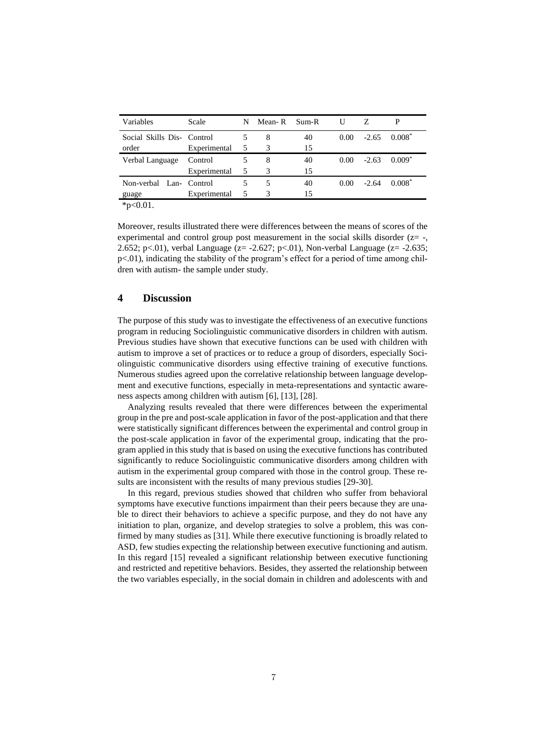| Variables | Scale | N | Mean- R | Sum-R | U | Z | P |
|---|---|---|---|---|---|---|---|
| Social Skills Disorder | Control | 5 | 8 | 40 | 0.00 | -2.65 | 0.008* |
| | Experimental | 5 | 3 | 15 | | | |
| Verbal Language | Control | 5 | 8 | 40 | 0.00 | -2.63 | 0.009* |
| | Experimental | 5 | 3 | 15 | | | |
| Non-verbal Language | Control | 5 | 5 | 40 | 0.00 | -2.64 | 0.008* |
| | Experimental | 5 | 3 | 15 | | | |

*p<0.01.

Moreover, results illustrated there were differences between the means of scores of the experimental and control group post measurement in the social skills disorder (z= -, 2.652; p<.01), verbal Language (z= -2.627; p<.01), Non-verbal Language (z= -2.635; p<.01), indicating the stability of the program's effect for a period of time among children with autism- the sample under study.

## 4 Discussion

The purpose of this study was to investigate the effectiveness of an executive functions program in reducing Sociolinguistic communicative disorders in children with autism. Previous studies have shown that executive functions can be used with children with autism to improve a set of practices or to reduce a group of disorders, especially Sociolinguistic communicative disorders using effective training of executive functions. Numerous studies agreed upon the correlative relationship between language development and executive functions, especially in meta-representations and syntactic awareness aspects among children with autism [6], [13], [28].

Analyzing results revealed that there were differences between the experimental group in the pre and post-scale application in favor of the post-application and that there were statistically significant differences between the experimental and control group in the post-scale application in favor of the experimental group, indicating that the program applied in this study that is based on using the executive functions has contributed significantly to reduce Sociolinguistic communicative disorders among children with autism in the experimental group compared with those in the control group. These results are inconsistent with the results of many previous studies [29-30].

In this regard, previous studies showed that children who suffer from behavioral symptoms have executive functions impairment than their peers because they are unable to direct their behaviors to achieve a specific purpose, and they do not have any initiation to plan, organize, and develop strategies to solve a problem, this was confirmed by many studies as [31]. While there executive functioning is broadly related to ASD, few studies expecting the relationship between executive functioning and autism. In this regard [15] revealed a significant relationship between executive functioning and restricted and repetitive behaviors. Besides, they asserted the relationship between the two variables especially, in the social domain in children and adolescents with and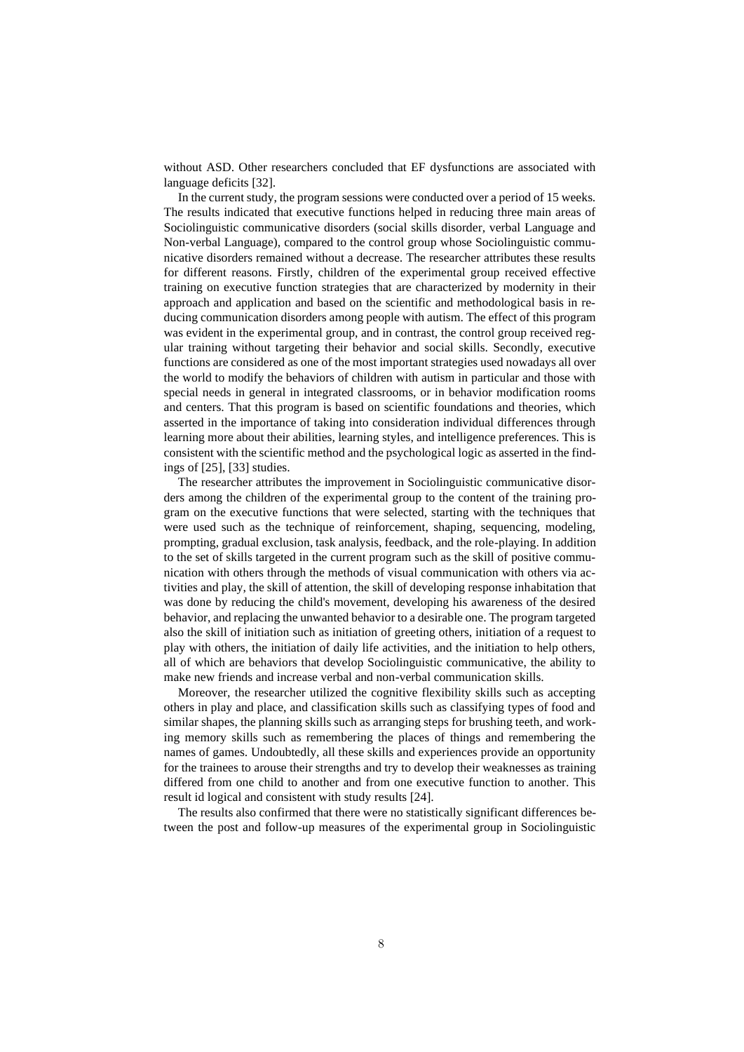without ASD. Other researchers concluded that EF dysfunctions are associated with language deficits [32].

In the current study, the program sessions were conducted over a period of 15 weeks. The results indicated that executive functions helped in reducing three main areas of Sociolinguistic communicative disorders (social skills disorder, verbal Language and Non-verbal Language), compared to the control group whose Sociolinguistic communicative disorders remained without a decrease. The researcher attributes these results for different reasons. Firstly, children of the experimental group received effective training on executive function strategies that are characterized by modernity in their approach and application and based on the scientific and methodological basis in reducing communication disorders among people with autism. The effect of this program was evident in the experimental group, and in contrast, the control group received regular training without targeting their behavior and social skills. Secondly, executive functions are considered as one of the most important strategies used nowadays all over the world to modify the behaviors of children with autism in particular and those with special needs in general in integrated classrooms, or in behavior modification rooms and centers. That this program is based on scientific foundations and theories, which asserted in the importance of taking into consideration individual differences through learning more about their abilities, learning styles, and intelligence preferences. This is consistent with the scientific method and the psychological logic as asserted in the findings of [25], [33] studies.

The researcher attributes the improvement in Sociolinguistic communicative disorders among the children of the experimental group to the content of the training program on the executive functions that were selected, starting with the techniques that were used such as the technique of reinforcement, shaping, sequencing, modeling, prompting, gradual exclusion, task analysis, feedback, and the role-playing. In addition to the set of skills targeted in the current program such as the skill of positive communication with others through the methods of visual communication with others via activities and play, the skill of attention, the skill of developing response inhabitation that was done by reducing the child's movement, developing his awareness of the desired behavior, and replacing the unwanted behavior to a desirable one. The program targeted also the skill of initiation such as initiation of greeting others, initiation of a request to play with others, the initiation of daily life activities, and the initiation to help others, all of which are behaviors that develop Sociolinguistic communicative, the ability to make new friends and increase verbal and non-verbal communication skills.

Moreover, the researcher utilized the cognitive flexibility skills such as accepting others in play and place, and classification skills such as classifying types of food and similar shapes, the planning skills such as arranging steps for brushing teeth, and working memory skills such as remembering the places of things and remembering the names of games. Undoubtedly, all these skills and experiences provide an opportunity for the trainees to arouse their strengths and try to develop their weaknesses as training differed from one child to another and from one executive function to another. This result id logical and consistent with study results [24].

The results also confirmed that there were no statistically significant differences between the post and follow-up measures of the experimental group in Sociolinguistic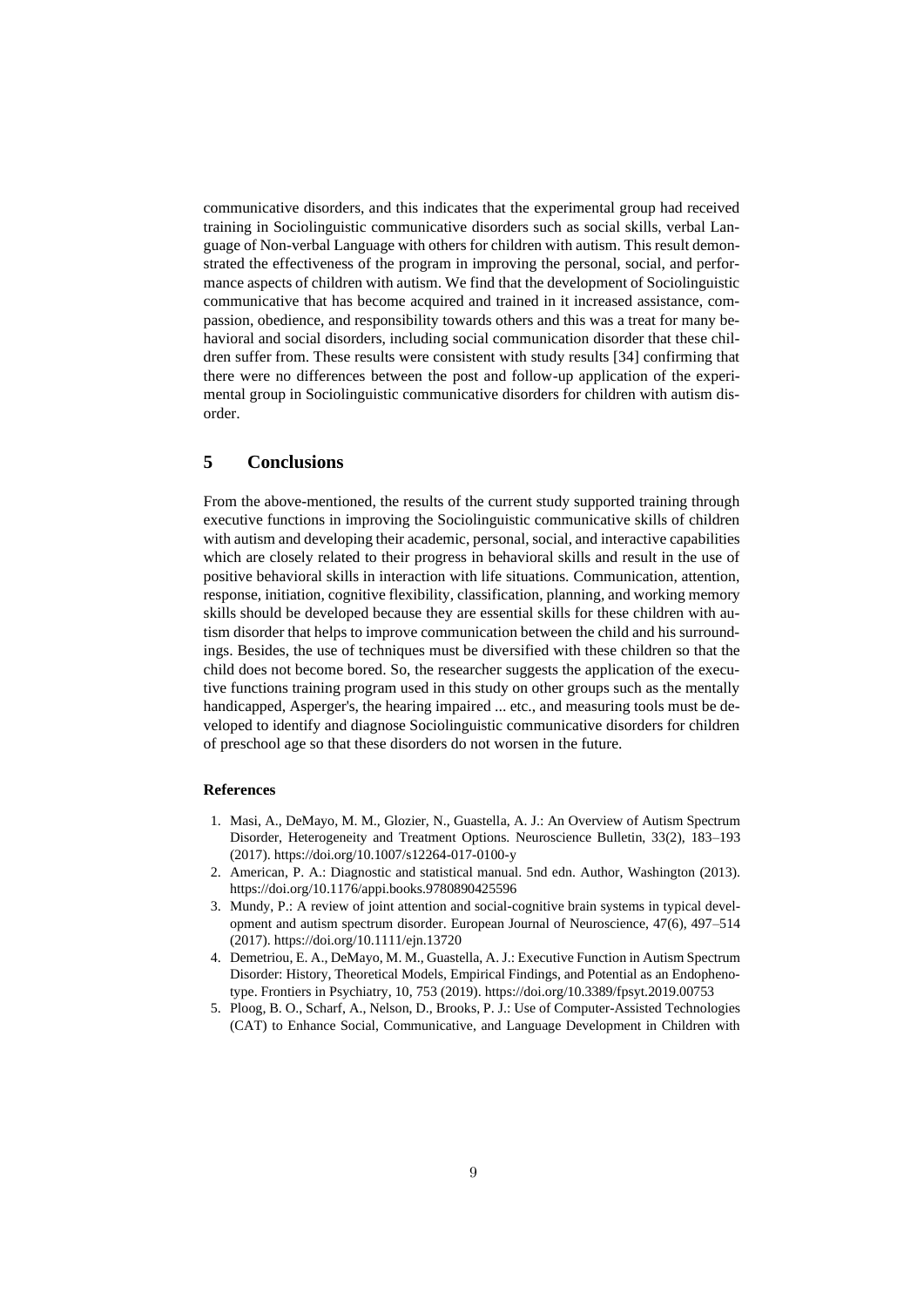communicative disorders, and this indicates that the experimental group had received training in Sociolinguistic communicative disorders such as social skills, verbal Language of Non-verbal Language with others for children with autism. This result demonstrated the effectiveness of the program in improving the personal, social, and performance aspects of children with autism. We find that the development of Sociolinguistic communicative that has become acquired and trained in it increased assistance, compassion, obedience, and responsibility towards others and this was a treat for many behavioral and social disorders, including social communication disorder that these children suffer from. These results were consistent with study results [34] confirming that there were no differences between the post and follow-up application of the experimental group in Sociolinguistic communicative disorders for children with autism disorder.

## 5 Conclusions

From the above-mentioned, the results of the current study supported training through executive functions in improving the Sociolinguistic communicative skills of children with autism and developing their academic, personal, social, and interactive capabilities which are closely related to their progress in behavioral skills and result in the use of positive behavioral skills in interaction with life situations. Communication, attention, response, initiation, cognitive flexibility, classification, planning, and working memory skills should be developed because they are essential skills for these children with autism disorder that helps to improve communication between the child and his surroundings. Besides, the use of techniques must be diversified with these children so that the child does not become bored. So, the researcher suggests the application of the executive functions training program used in this study on other groups such as the mentally handicapped, Asperger's, the hearing impaired ... etc., and measuring tools must be developed to identify and diagnose Sociolinguistic communicative disorders for children of preschool age so that these disorders do not worsen in the future.

### References

1. Masi, A., DeMayo, M. M., Glozier, N., Guastella, A. J.: An Overview of Autism Spectrum Disorder, Heterogeneity and Treatment Options. Neuroscience Bulletin, 33(2), 183–193 (2017). https://doi.org/10.1007/s12264-017-0100-y
2. American, P. A.: Diagnostic and statistical manual. 5nd edn. Author, Washington (2013). https://doi.org/10.1176/appi.books.9780890425596
3. Mundy, P.: A review of joint attention and social-cognitive brain systems in typical development and autism spectrum disorder. European Journal of Neuroscience, 47(6), 497–514 (2017). https://doi.org/10.1111/ejn.13720
4. Demetriou, E. A., DeMayo, M. M., Guastella, A. J.: Executive Function in Autism Spectrum Disorder: History, Theoretical Models, Empirical Findings, and Potential as an Endophenotype. Frontiers in Psychiatry, 10, 753 (2019). https://doi.org/10.3389/fpsyt.2019.00753
5. Ploog, B. O., Scharf, A., Nelson, D., Brooks, P. J.: Use of Computer-Assisted Technologies (CAT) to Enhance Social, Communicative, and Language Development in Children with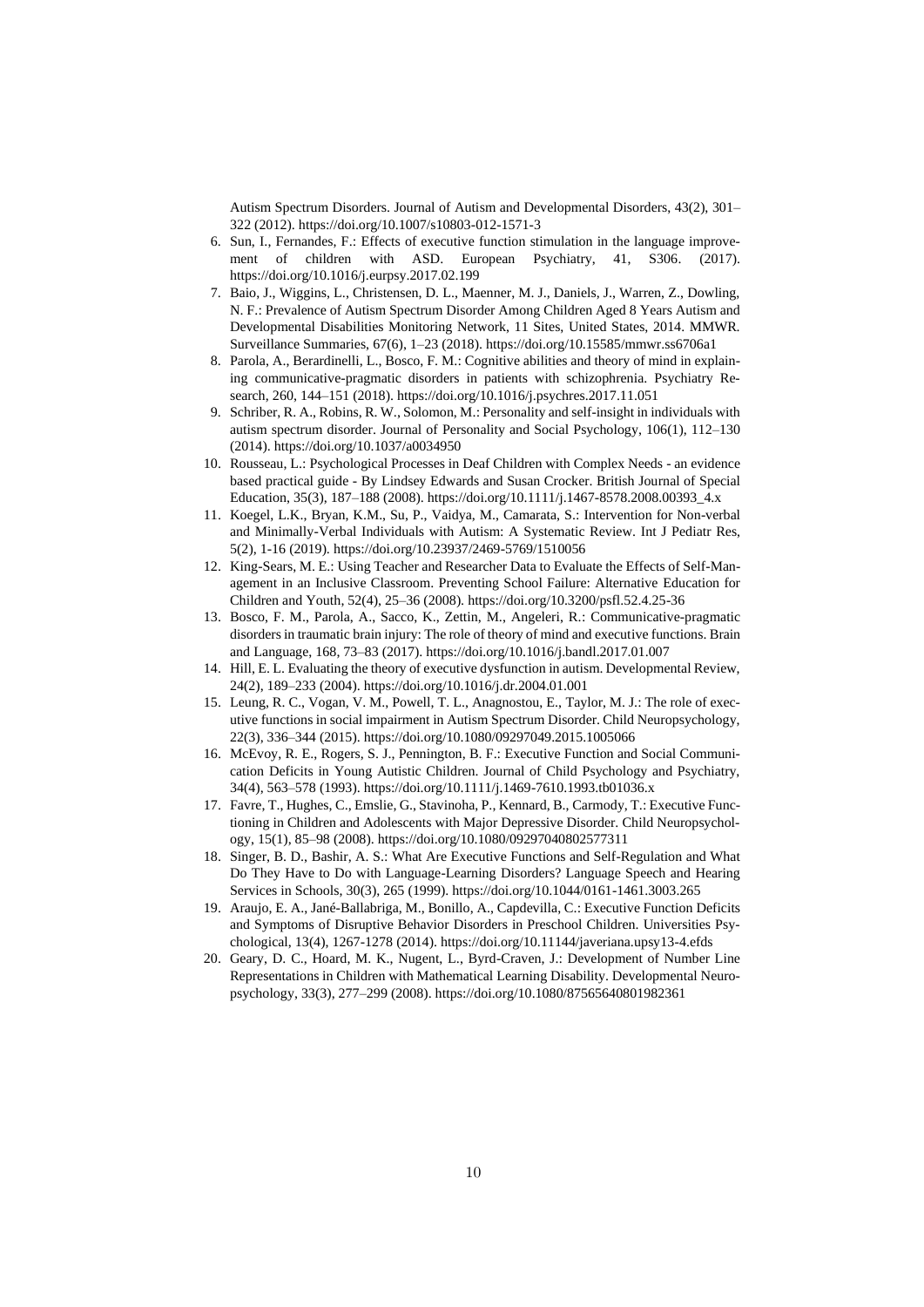Autism Spectrum Disorders. Journal of Autism and Developmental Disorders, 43(2), 301–322 (2012). https://doi.org/10.1007/s10803-012-1571-3

6. Sun, I., Fernandes, F.: Effects of executive function stimulation in the language improvement of children with ASD. European Psychiatry, 41, S306. (2017). https://doi.org/10.1016/j.eurpsy.2017.02.199
7. Baio, J., Wiggins, L., Christensen, D. L., Maenner, M. J., Daniels, J., Warren, Z., Dowling, N. F.: Prevalence of Autism Spectrum Disorder Among Children Aged 8 Years Autism and Developmental Disabilities Monitoring Network, 11 Sites, United States, 2014. MMWR. Surveillance Summaries, 67(6), 1–23 (2018). https://doi.org/10.15585/mmwr.ss6706a1
8. Parola, A., Berardinelli, L., Bosco, F. M.: Cognitive abilities and theory of mind in explaining communicative-pragmatic disorders in patients with schizophrenia. Psychiatry Research, 260, 144–151 (2018). https://doi.org/10.1016/j.psychres.2017.11.051
9. Schriber, R. A., Robins, R. W., Solomon, M.: Personality and self-insight in individuals with autism spectrum disorder. Journal of Personality and Social Psychology, 106(1), 112–130 (2014). https://doi.org/10.1037/a0034950
10. Rousseau, L.: Psychological Processes in Deaf Children with Complex Needs - an evidence based practical guide - By Lindsey Edwards and Susan Crocker. British Journal of Special Education, 35(3), 187–188 (2008). https://doi.org/10.1111/j.1467-8578.2008.00393_4.x
11. Koegel, L.K., Bryan, K.M., Su, P., Vaidya, M., Camarata, S.: Intervention for Non-verbal and Minimally-Verbal Individuals with Autism: A Systematic Review. Int J Pediatr Res, 5(2), 1-16 (2019). https://doi.org/10.23937/2469-5769/1510056
12. King-Sears, M. E.: Using Teacher and Researcher Data to Evaluate the Effects of Self-Management in an Inclusive Classroom. Preventing School Failure: Alternative Education for Children and Youth, 52(4), 25–36 (2008). https://doi.org/10.3200/psfl.52.4.25-36
13. Bosco, F. M., Parola, A., Sacco, K., Zettin, M., Angeleri, R.: Communicative-pragmatic disorders in traumatic brain injury: The role of theory of mind and executive functions. Brain and Language, 168, 73–83 (2017). https://doi.org/10.1016/j.bandl.2017.01.007
14. Hill, E. L. Evaluating the theory of executive dysfunction in autism. Developmental Review, 24(2), 189–233 (2004). https://doi.org/10.1016/j.dr.2004.01.001
15. Leung, R. C., Vogan, V. M., Powell, T. L., Anagnostou, E., Taylor, M. J.: The role of executive functions in social impairment in Autism Spectrum Disorder. Child Neuropsychology, 22(3), 336–344 (2015). https://doi.org/10.1080/09297049.2015.1005066
16. McEvoy, R. E., Rogers, S. J., Pennington, B. F.: Executive Function and Social Communication Deficits in Young Autistic Children. Journal of Child Psychology and Psychiatry, 34(4), 563–578 (1993). https://doi.org/10.1111/j.1469-7610.1993.tb01036.x
17. Favre, T., Hughes, C., Emslie, G., Stavinoha, P., Kennard, B., Carmody, T.: Executive Functioning in Children and Adolescents with Major Depressive Disorder. Child Neuropsychology, 15(1), 85–98 (2008). https://doi.org/10.1080/09297040802577311
18. Singer, B. D., Bashir, A. S.: What Are Executive Functions and Self-Regulation and What Do They Have to Do with Language-Learning Disorders? Language Speech and Hearing Services in Schools, 30(3), 265 (1999). https://doi.org/10.1044/0161-1461.3003.265
19. Araujo, E. A., Jané-Ballabriga, M., Bonillo, A., Capdevilla, C.: Executive Function Deficits and Symptoms of Disruptive Behavior Disorders in Preschool Children. Universities Psychological, 13(4), 1267-1278 (2014). https://doi.org/10.11144/javeriana.upsy13-4.efds
20. Geary, D. C., Hoard, M. K., Nugent, L., Byrd-Craven, J.: Development of Number Line Representations in Children with Mathematical Learning Disability. Developmental Neuropsychology, 33(3), 277–299 (2008). https://doi.org/10.1080/87565640801982361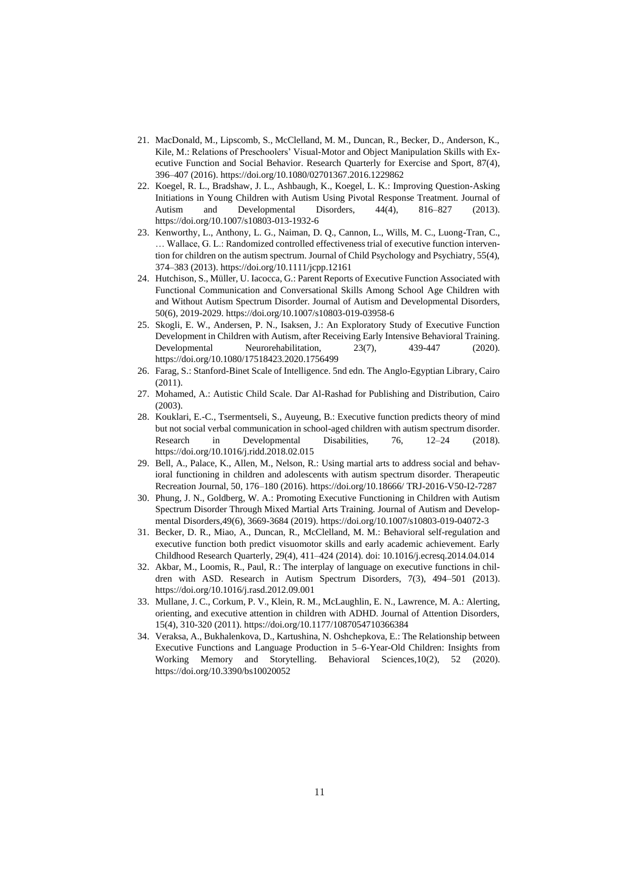21. MacDonald, M., Lipscomb, S., McClelland, M. M., Duncan, R., Becker, D., Anderson, K., Kile, M.: Relations of Preschoolers' Visual-Motor and Object Manipulation Skills with Executive Function and Social Behavior. Research Quarterly for Exercise and Sport, 87(4), 396–407 (2016). https://doi.org/10.1080/02701367.2016.1229862
22. Koegel, R. L., Bradshaw, J. L., Ashbaugh, K., Koegel, L. K.: Improving Question-Asking Initiations in Young Children with Autism Using Pivotal Response Treatment. Journal of Autism and Developmental Disorders, 44(4), 816–827 (2013). https://doi.org/10.1007/s10803-013-1932-6
23. Kenworthy, L., Anthony, L. G., Naiman, D. Q., Cannon, L., Wills, M. C., Luong-Tran, C., … Wallace, G. L.: Randomized controlled effectiveness trial of executive function intervention for children on the autism spectrum. Journal of Child Psychology and Psychiatry, 55(4), 374–383 (2013). https://doi.org/10.1111/jcpp.12161
24. Hutchison, S., Müller, U. Iacocca, G.: Parent Reports of Executive Function Associated with Functional Communication and Conversational Skills Among School Age Children with and Without Autism Spectrum Disorder. Journal of Autism and Developmental Disorders, 50(6), 2019-2029. https://doi.org/10.1007/s10803-019-03958-6
25. Skogli, E. W., Andersen, P. N., Isaksen, J.: An Exploratory Study of Executive Function Development in Children with Autism, after Receiving Early Intensive Behavioral Training. Developmental Neurorehabilitation, 23(7), 439-447 (2020). https://doi.org/10.1080/17518423.2020.1756499
26. Farag, S.: Stanford-Binet Scale of Intelligence. 5nd edn. The Anglo-Egyptian Library, Cairo (2011).
27. Mohamed, A.: Autistic Child Scale. Dar Al-Rashad for Publishing and Distribution, Cairo (2003).
28. Kouklari, E.-C., Tsermentseli, S., Auyeung, B.: Executive function predicts theory of mind but not social verbal communication in school-aged children with autism spectrum disorder. Research in Developmental Disabilities, 76, 12–24 (2018). https://doi.org/10.1016/j.ridd.2018.02.015
29. Bell, A., Palace, K., Allen, M., Nelson, R.: Using martial arts to address social and behavioral functioning in children and adolescents with autism spectrum disorder. Therapeutic Recreation Journal, 50, 176–180 (2016). https://doi.org/10.18666/ TRJ-2016-V50-I2-7287
30. Phung, J. N., Goldberg, W. A.: Promoting Executive Functioning in Children with Autism Spectrum Disorder Through Mixed Martial Arts Training. Journal of Autism and Developmental Disorders,49(6), 3669-3684 (2019). https://doi.org/10.1007/s10803-019-04072-3
31. Becker, D. R., Miao, A., Duncan, R., McClelland, M. M.: Behavioral self-regulation and executive function both predict visuomotor skills and early academic achievement. Early Childhood Research Quarterly, 29(4), 411–424 (2014). doi: 10.1016/j.ecresq.2014.04.014
32. Akbar, M., Loomis, R., Paul, R.: The interplay of language on executive functions in children with ASD. Research in Autism Spectrum Disorders, 7(3), 494–501 (2013). https://doi.org/10.1016/j.rasd.2012.09.001
33. Mullane, J. C., Corkum, P. V., Klein, R. M., McLaughlin, E. N., Lawrence, M. A.: Alerting, orienting, and executive attention in children with ADHD. Journal of Attention Disorders, 15(4), 310-320 (2011). https://doi.org/10.1177/1087054710366384
34. Veraksa, A., Bukhalenkova, D., Kartushina, N. Oshchepkova, E.: The Relationship between Executive Functions and Language Production in 5–6-Year-Old Children: Insights from Working Memory and Storytelling. Behavioral Sciences,10(2), 52 (2020). https://doi.org/10.3390/bs10020052